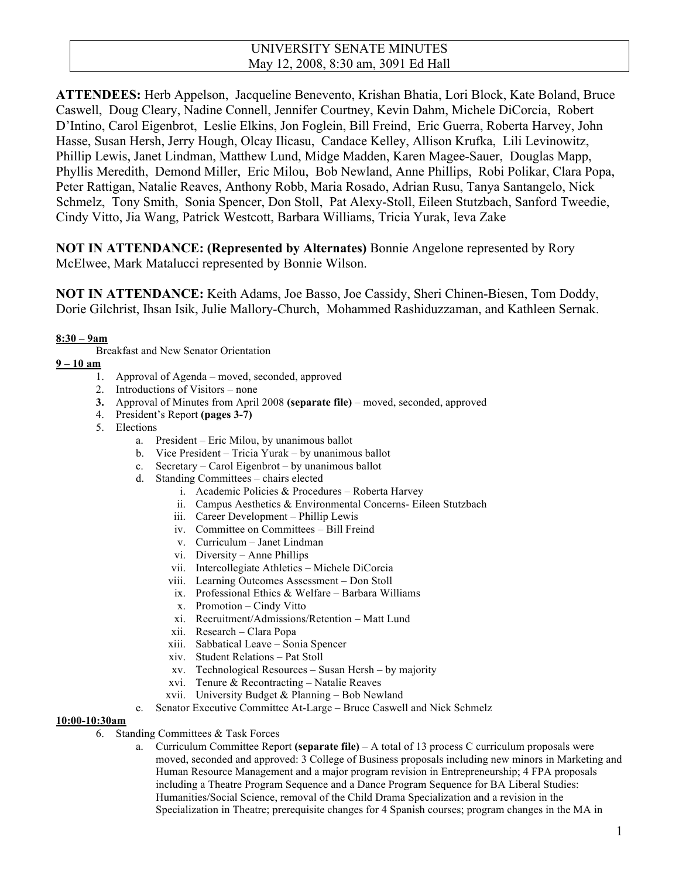# UNIVERSITY SENATE MINUTES
May 12, 2008, 8:30 am, 3091 Ed Hall

**ATTENDEES:** Herb Appelson, Jacqueline Benevento, Krishan Bhatia, Lori Block, Kate Boland, Bruce Caswell, Doug Cleary, Nadine Connell, Jennifer Courtney, Kevin Dahm, Michele DiCorcia, Robert D'Intino, Carol Eigenbrot, Leslie Elkins, Jon Foglein, Bill Freind, Eric Guerra, Roberta Harvey, John Hasse, Susan Hersh, Jerry Hough, Olcay Ilicasu, Candace Kelley, Allison Krufka, Lili Levinowitz, Phillip Lewis, Janet Lindman, Matthew Lund, Midge Madden, Karen Magee-Sauer, Douglas Mapp, Phyllis Meredith, Demond Miller, Eric Milou, Bob Newland, Anne Phillips, Robi Polikar, Clara Popa, Peter Rattigan, Natalie Reaves, Anthony Robb, Maria Rosado, Adrian Rusu, Tanya Santangelo, Nick Schmelz, Tony Smith, Sonia Spencer, Don Stoll, Pat Alexy-Stoll, Eileen Stutzbach, Sanford Tweedie, Cindy Vitto, Jia Wang, Patrick Westcott, Barbara Williams, Tricia Yurak, Ieva Zake

**NOT IN ATTENDANCE: (Represented by Alternates)** Bonnie Angelone represented by Rory McElwee, Mark Matalucci represented by Bonnie Wilson.

**NOT IN ATTENDANCE:** Keith Adams, Joe Basso, Joe Cassidy, Sheri Chinen-Biesen, Tom Doddy, Dorie Gilchrist, Ihsan Isik, Julie Mallory-Church, Mohammed Rashiduzzaman, and Kathleen Sernak.

**8:30 – 9am**

Breakfast and New Senator Orientation

**9 – 10 am**

1. Approval of Agenda – moved, seconded, approved
2. Introductions of Visitors – none
3. Approval of Minutes from April 2008 **(separate file)** – moved, seconded, approved
4. President's Report **(pages 3-7)**
5. Elections
   a. President – Eric Milou, by unanimous ballot
   b. Vice President – Tricia Yurak – by unanimous ballot
   c. Secretary – Carol Eigenbrot – by unanimous ballot
   d. Standing Committees – chairs elected
      i. Academic Policies & Procedures – Roberta Harvey
      ii. Campus Aesthetics & Environmental Concerns- Eileen Stutzbach
      iii. Career Development – Phillip Lewis
      iv. Committee on Committees – Bill Freind
      v. Curriculum – Janet Lindman
      vi. Diversity – Anne Phillips
      vii. Intercollegiate Athletics – Michele DiCorcia
      viii. Learning Outcomes Assessment – Don Stoll
      ix. Professional Ethics & Welfare – Barbara Williams
      x. Promotion – Cindy Vitto
      xi. Recruitment/Admissions/Retention – Matt Lund
      xii. Research – Clara Popa
      xiii. Sabbatical Leave – Sonia Spencer
      xiv. Student Relations – Pat Stoll
      xv. Technological Resources – Susan Hersh – by majority
      xvi. Tenure & Recontracting – Natalie Reaves
      xvii. University Budget & Planning – Bob Newland
   e. Senator Executive Committee At-Large – Bruce Caswell and Nick Schmelz

**10:00-10:30am**

6. Standing Committees & Task Forces
   a. Curriculum Committee Report **(separate file)** – A total of 13 process C curriculum proposals were moved, seconded and approved: 3 College of Business proposals including new minors in Marketing and Human Resource Management and a major program revision in Entrepreneurship; 4 FPA proposals including a Theatre Program Sequence and a Dance Program Sequence for BA Liberal Studies: Humanities/Social Science, removal of the Child Drama Specialization and a revision in the Specialization in Theatre; prerequisite changes for 4 Spanish courses; program changes in the MA in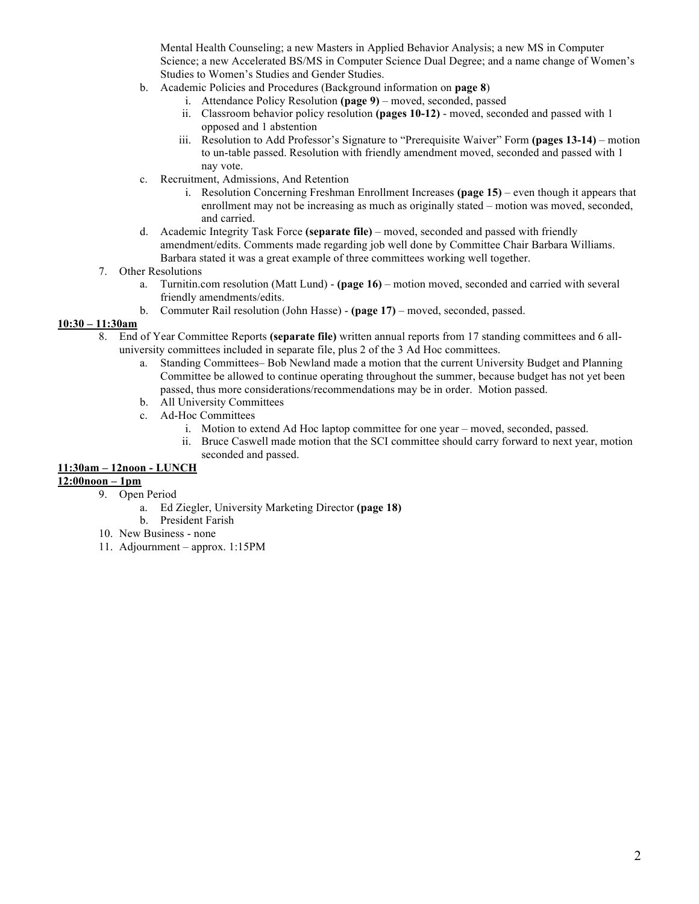Mental Health Counseling; a new Masters in Applied Behavior Analysis; a new MS in Computer Science; a new Accelerated BS/MS in Computer Science Dual Degree; and a name change of Women's Studies to Women's Studies and Gender Studies.

   b. Academic Policies and Procedures (Background information on **page 8**)
      i. Attendance Policy Resolution **(page 9)** – moved, seconded, passed
      ii. Classroom behavior policy resolution **(pages 10-12)** - moved, seconded and passed with 1 opposed and 1 abstention
      iii. Resolution to Add Professor's Signature to "Prerequisite Waiver" Form **(pages 13-14)** – motion to un-table passed. Resolution with friendly amendment moved, seconded and passed with 1 nay vote.
   c. Recruitment, Admissions, And Retention
      i. Resolution Concerning Freshman Enrollment Increases **(page 15)** – even though it appears that enrollment may not be increasing as much as originally stated – motion was moved, seconded, and carried.
   d. Academic Integrity Task Force **(separate file)** – moved, seconded and passed with friendly amendment/edits. Comments made regarding job well done by Committee Chair Barbara Williams. Barbara stated it was a great example of three committees working well together.

7. Other Resolutions
   a. Turnitin.com resolution (Matt Lund) - **(page 16)** – motion moved, seconded and carried with several friendly amendments/edits.
   b. Commuter Rail resolution (John Hasse) - **(page 17)** – moved, seconded, passed.

**<u>10:30 – 11:30am</u>**

8. End of Year Committee Reports **(separate file)** written annual reports from 17 standing committees and 6 all-university committees included in separate file, plus 2 of the 3 Ad Hoc committees.
   a. Standing Committees– Bob Newland made a motion that the current University Budget and Planning Committee be allowed to continue operating throughout the summer, because budget has not yet been passed, thus more considerations/recommendations may be in order. Motion passed.
   b. All University Committees
   c. Ad-Hoc Committees
      i. Motion to extend Ad Hoc laptop committee for one year – moved, seconded, passed.
      ii. Bruce Caswell made motion that the SCI committee should carry forward to next year, motion seconded and passed.

**<u>11:30am – 12noon - LUNCH</u>**

**<u>12:00noon – 1pm</u>**

9. Open Period
   a. Ed Ziegler, University Marketing Director **(page 18)**
   b. President Farish
10. New Business - none
11. Adjournment – approx. 1:15PM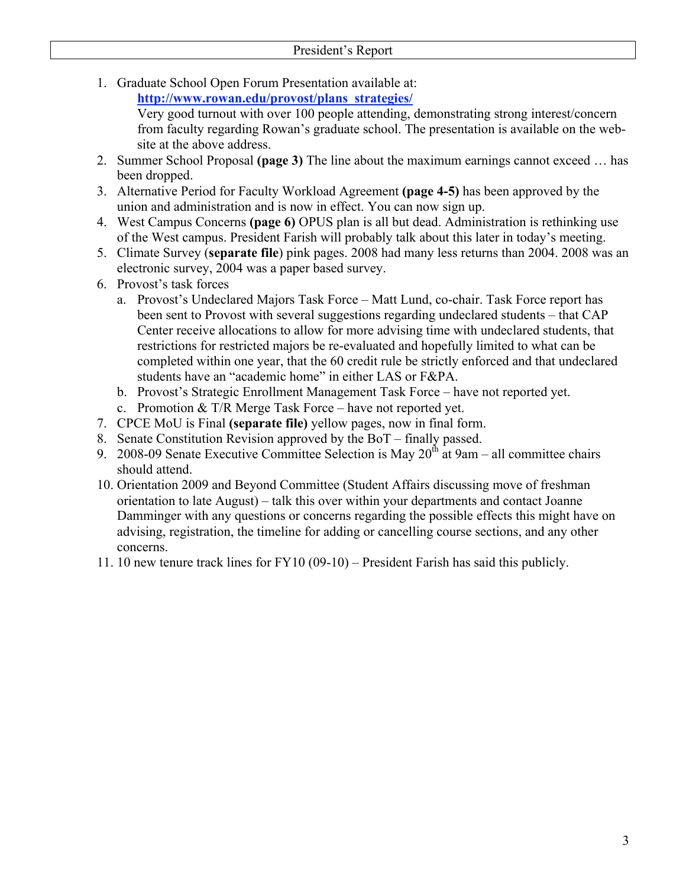## President's Report

1. Graduate School Open Forum Presentation available at:
   **http://www.rowan.edu/provost/plans_strategies/**
   Very good turnout with over 100 people attending, demonstrating strong interest/concern from faculty regarding Rowan's graduate school. The presentation is available on the web-site at the above address.
2. Summer School Proposal **(page 3)** The line about the maximum earnings cannot exceed … has been dropped.
3. Alternative Period for Faculty Workload Agreement **(page 4-5)** has been approved by the union and administration and is now in effect. You can now sign up.
4. West Campus Concerns **(page 6)** OPUS plan is all but dead. Administration is rethinking use of the West campus. President Farish will probably talk about this later in today's meeting.
5. Climate Survey (**separate file**) pink pages. 2008 had many less returns than 2004. 2008 was an electronic survey, 2004 was a paper based survey.
6. Provost's task forces
   a. Provost's Undeclared Majors Task Force – Matt Lund, co-chair. Task Force report has been sent to Provost with several suggestions regarding undeclared students – that CAP Center receive allocations to allow for more advising time with undeclared students, that restrictions for restricted majors be re-evaluated and hopefully limited to what can be completed within one year, that the 60 credit rule be strictly enforced and that undeclared students have an "academic home" in either LAS or F&PA.
   b. Provost's Strategic Enrollment Management Task Force – have not reported yet.
   c. Promotion & T/R Merge Task Force – have not reported yet.
7. CPCE MoU is Final **(separate file)** yellow pages, now in final form.
8. Senate Constitution Revision approved by the BoT – finally passed.
9. 2008-09 Senate Executive Committee Selection is May 20th at 9am – all committee chairs should attend.
10. Orientation 2009 and Beyond Committee (Student Affairs discussing move of freshman orientation to late August) – talk this over within your departments and contact Joanne Damminger with any questions or concerns regarding the possible effects this might have on advising, registration, the timeline for adding or cancelling course sections, and any other concerns.
11. 10 new tenure track lines for FY10 (09-10) – President Farish has said this publicly.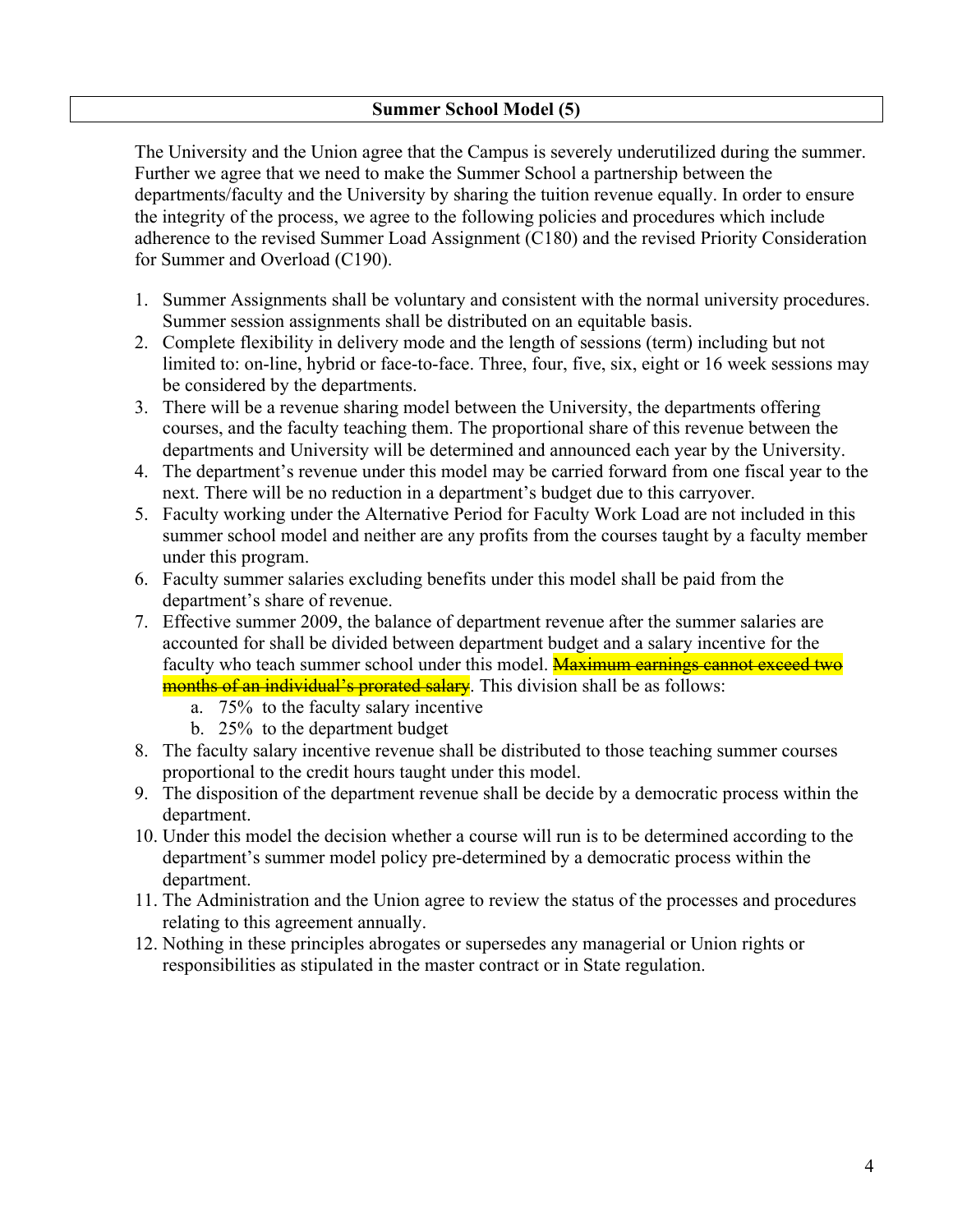## Summer School Model (5)

The University and the Union agree that the Campus is severely underutilized during the summer. Further we agree that we need to make the Summer School a partnership between the departments/faculty and the University by sharing the tuition revenue equally. In order to ensure the integrity of the process, we agree to the following policies and procedures which include adherence to the revised Summer Load Assignment (C180) and the revised Priority Consideration for Summer and Overload (C190).

1. Summer Assignments shall be voluntary and consistent with the normal university procedures. Summer session assignments shall be distributed on an equitable basis.
2. Complete flexibility in delivery mode and the length of sessions (term) including but not limited to: on-line, hybrid or face-to-face. Three, four, five, six, eight or 16 week sessions may be considered by the departments.
3. There will be a revenue sharing model between the University, the departments offering courses, and the faculty teaching them. The proportional share of this revenue between the departments and University will be determined and announced each year by the University.
4. The department's revenue under this model may be carried forward from one fiscal year to the next. There will be no reduction in a department's budget due to this carryover.
5. Faculty working under the Alternative Period for Faculty Work Load are not included in this summer school model and neither are any profits from the courses taught by a faculty member under this program.
6. Faculty summer salaries excluding benefits under this model shall be paid from the department's share of revenue.
7. Effective summer 2009, the balance of department revenue after the summer salaries are accounted for shall be divided between department budget and a salary incentive for the faculty who teach summer school under this model. ~~Maximum earnings cannot exceed two months of an individual's prorated salary~~. This division shall be as follows:
   a. 75% to the faculty salary incentive
   b. 25% to the department budget
8. The faculty salary incentive revenue shall be distributed to those teaching summer courses proportional to the credit hours taught under this model.
9. The disposition of the department revenue shall be decide by a democratic process within the department.
10. Under this model the decision whether a course will run is to be determined according to the department's summer model policy pre-determined by a democratic process within the department.
11. The Administration and the Union agree to review the status of the processes and procedures relating to this agreement annually.
12. Nothing in these principles abrogates or supersedes any managerial or Union rights or responsibilities as stipulated in the master contract or in State regulation.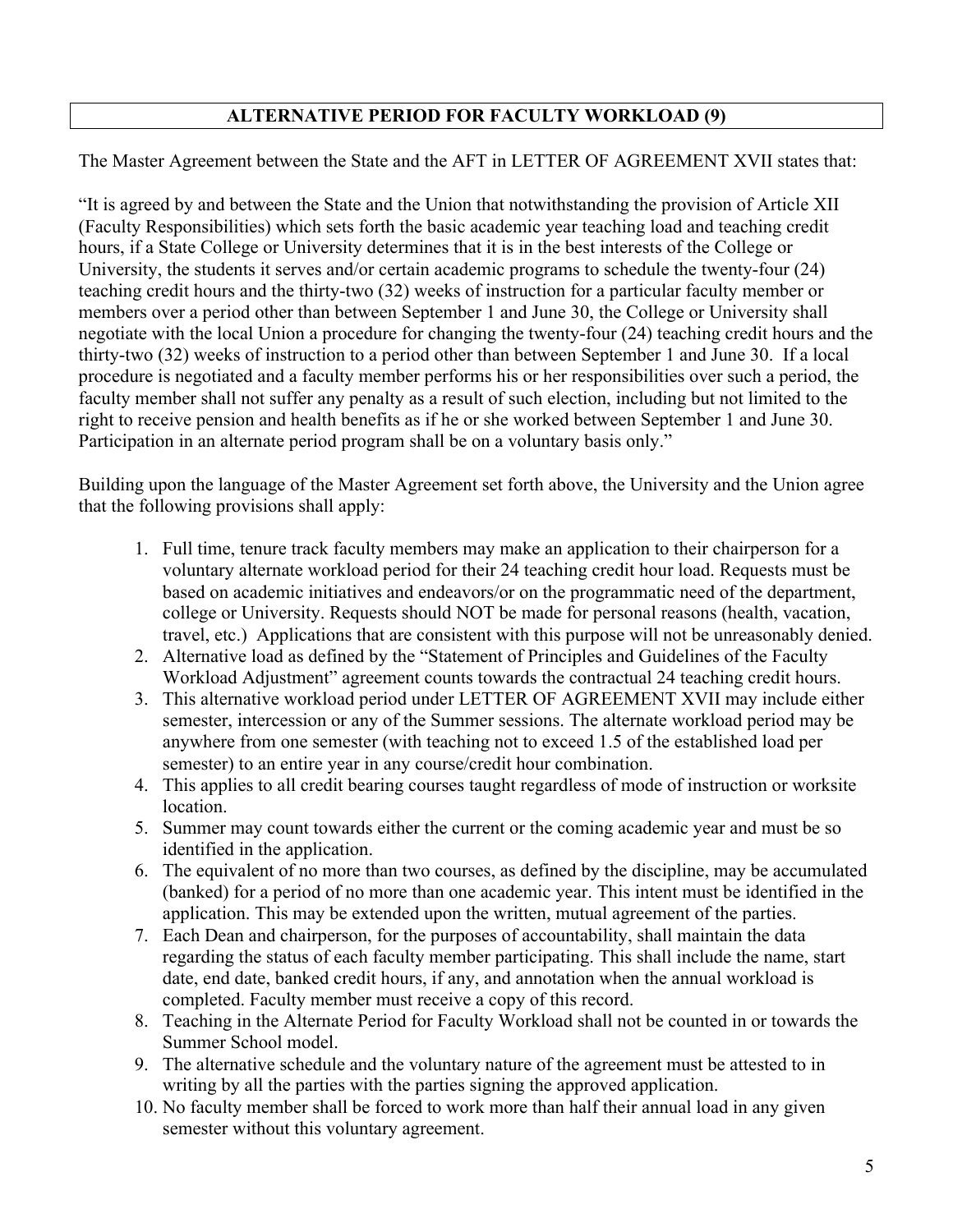## ALTERNATIVE PERIOD FOR FACULTY WORKLOAD (9)

The Master Agreement between the State and the AFT in LETTER OF AGREEMENT XVII states that:

"It is agreed by and between the State and the Union that notwithstanding the provision of Article XII (Faculty Responsibilities) which sets forth the basic academic year teaching load and teaching credit hours, if a State College or University determines that it is in the best interests of the College or University, the students it serves and/or certain academic programs to schedule the twenty-four (24) teaching credit hours and the thirty-two (32) weeks of instruction for a particular faculty member or members over a period other than between September 1 and June 30, the College or University shall negotiate with the local Union a procedure for changing the twenty-four (24) teaching credit hours and the thirty-two (32) weeks of instruction to a period other than between September 1 and June 30. If a local procedure is negotiated and a faculty member performs his or her responsibilities over such a period, the faculty member shall not suffer any penalty as a result of such election, including but not limited to the right to receive pension and health benefits as if he or she worked between September 1 and June 30. Participation in an alternate period program shall be on a voluntary basis only."

Building upon the language of the Master Agreement set forth above, the University and the Union agree that the following provisions shall apply:

1. Full time, tenure track faculty members may make an application to their chairperson for a voluntary alternate workload period for their 24 teaching credit hour load. Requests must be based on academic initiatives and endeavors/or on the programmatic need of the department, college or University. Requests should NOT be made for personal reasons (health, vacation, travel, etc.) Applications that are consistent with this purpose will not be unreasonably denied.
2. Alternative load as defined by the "Statement of Principles and Guidelines of the Faculty Workload Adjustment" agreement counts towards the contractual 24 teaching credit hours.
3. This alternative workload period under LETTER OF AGREEMENT XVII may include either semester, intercession or any of the Summer sessions. The alternate workload period may be anywhere from one semester (with teaching not to exceed 1.5 of the established load per semester) to an entire year in any course/credit hour combination.
4. This applies to all credit bearing courses taught regardless of mode of instruction or worksite location.
5. Summer may count towards either the current or the coming academic year and must be so identified in the application.
6. The equivalent of no more than two courses, as defined by the discipline, may be accumulated (banked) for a period of no more than one academic year. This intent must be identified in the application. This may be extended upon the written, mutual agreement of the parties.
7. Each Dean and chairperson, for the purposes of accountability, shall maintain the data regarding the status of each faculty member participating. This shall include the name, start date, end date, banked credit hours, if any, and annotation when the annual workload is completed. Faculty member must receive a copy of this record.
8. Teaching in the Alternate Period for Faculty Workload shall not be counted in or towards the Summer School model.
9. The alternative schedule and the voluntary nature of the agreement must be attested to in writing by all the parties with the parties signing the approved application.
10. No faculty member shall be forced to work more than half their annual load in any given semester without this voluntary agreement.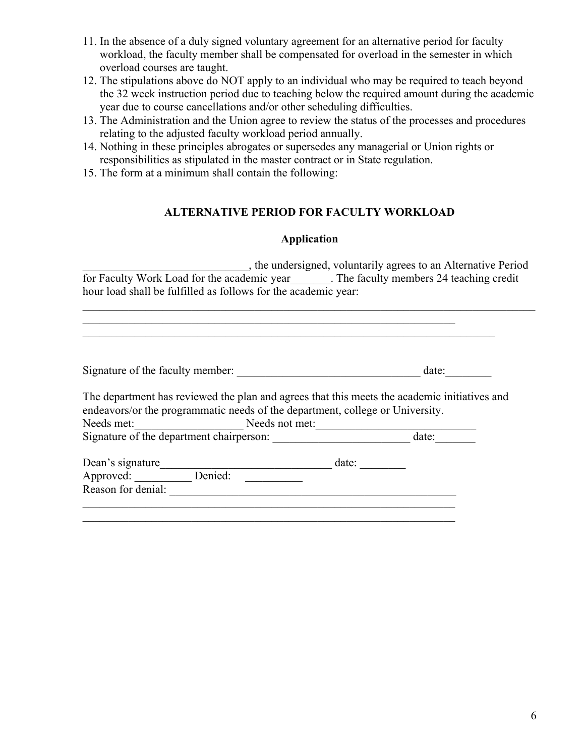11. In the absence of a duly signed voluntary agreement for an alternative period for faculty workload, the faculty member shall be compensated for overload in the semester in which overload courses are taught.
12. The stipulations above do NOT apply to an individual who may be required to teach beyond the 32 week instruction period due to teaching below the required amount during the academic year due to course cancellations and/or other scheduling difficulties.
13. The Administration and the Union agree to review the status of the processes and procedures relating to the adjusted faculty workload period annually.
14. Nothing in these principles abrogates or supersedes any managerial or Union rights or responsibilities as stipulated in the master contract or in State regulation.
15. The form at a minimum shall contain the following:

## ALTERNATIVE PERIOD FOR FACULTY WORKLOAD

### Application

_____________________________, the undersigned, voluntarily agrees to an Alternative Period for Faculty Work Load for the academic year_______. The faculty members 24 teaching credit hour load shall be fulfilled as follows for the academic year:

_________________________________________________________________________________
_________________________________________________________________________
_______________________________________________________________________________

Signature of the faculty member: _________________________________ date:________

The department has reviewed the plan and agrees that this meets the academic initiatives and endeavors/or the programmatic needs of the department, college or University.
Needs met:___________________ Needs not met:____________________________
Signature of the department chairperson: ________________________ date:_______

Dean's signature______________________________ date: ________
Approved: __________ Denied: __________
Reason for denial: _____________________________________________________
_________________________________________________________________________
_________________________________________________________________________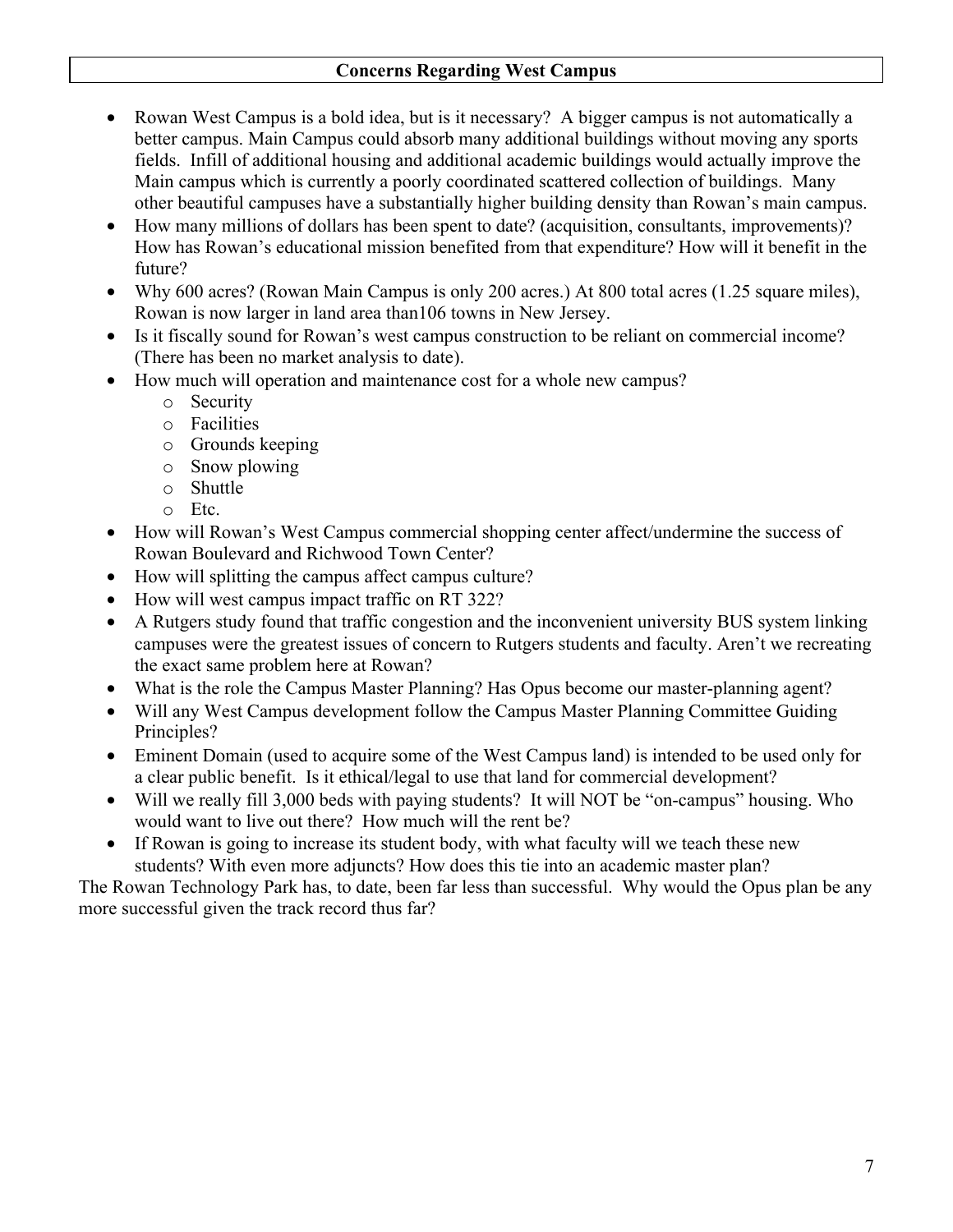## Concerns Regarding West Campus

- Rowan West Campus is a bold idea, but is it necessary? A bigger campus is not automatically a better campus. Main Campus could absorb many additional buildings without moving any sports fields. Infill of additional housing and additional academic buildings would actually improve the Main campus which is currently a poorly coordinated scattered collection of buildings. Many other beautiful campuses have a substantially higher building density than Rowan's main campus.
- How many millions of dollars has been spent to date? (acquisition, consultants, improvements)? How has Rowan's educational mission benefited from that expenditure? How will it benefit in the future?
- Why 600 acres? (Rowan Main Campus is only 200 acres.) At 800 total acres (1.25 square miles), Rowan is now larger in land area than106 towns in New Jersey.
- Is it fiscally sound for Rowan's west campus construction to be reliant on commercial income? (There has been no market analysis to date).
- How much will operation and maintenance cost for a whole new campus?
  - Security
  - Facilities
  - Grounds keeping
  - Snow plowing
  - Shuttle
  - Etc.
- How will Rowan's West Campus commercial shopping center affect/undermine the success of Rowan Boulevard and Richwood Town Center?
- How will splitting the campus affect campus culture?
- How will west campus impact traffic on RT 322?
- A Rutgers study found that traffic congestion and the inconvenient university BUS system linking campuses were the greatest issues of concern to Rutgers students and faculty. Aren't we recreating the exact same problem here at Rowan?
- What is the role the Campus Master Planning? Has Opus become our master-planning agent?
- Will any West Campus development follow the Campus Master Planning Committee Guiding Principles?
- Eminent Domain (used to acquire some of the West Campus land) is intended to be used only for a clear public benefit. Is it ethical/legal to use that land for commercial development?
- Will we really fill 3,000 beds with paying students? It will NOT be "on-campus" housing. Who would want to live out there? How much will the rent be?
- If Rowan is going to increase its student body, with what faculty will we teach these new students? With even more adjuncts? How does this tie into an academic master plan?

The Rowan Technology Park has, to date, been far less than successful. Why would the Opus plan be any more successful given the track record thus far?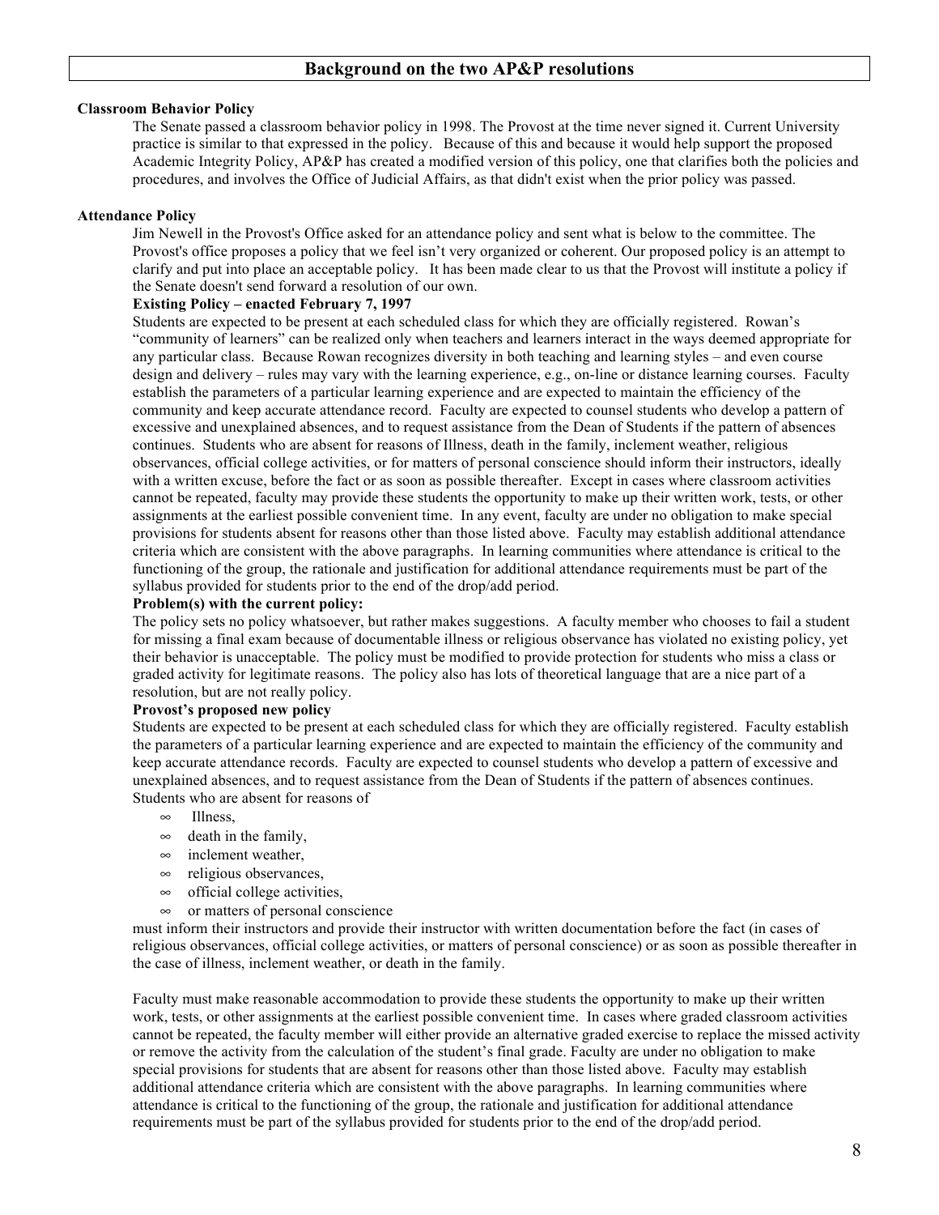## Background on the two AP&P resolutions

**Classroom Behavior Policy**

The Senate passed a classroom behavior policy in 1998. The Provost at the time never signed it. Current University practice is similar to that expressed in the policy. Because of this and because it would help support the proposed Academic Integrity Policy, AP&P has created a modified version of this policy, one that clarifies both the policies and procedures, and involves the Office of Judicial Affairs, as that didn't exist when the prior policy was passed.

**Attendance Policy**

Jim Newell in the Provost's Office asked for an attendance policy and sent what is below to the committee. The Provost's office proposes a policy that we feel isn't very organized or coherent. Our proposed policy is an attempt to clarify and put into place an acceptable policy. It has been made clear to us that the Provost will institute a policy if the Senate doesn't send forward a resolution of our own.

**Existing Policy – enacted February 7, 1997**

Students are expected to be present at each scheduled class for which they are officially registered. Rowan's "community of learners" can be realized only when teachers and learners interact in the ways deemed appropriate for any particular class. Because Rowan recognizes diversity in both teaching and learning styles – and even course design and delivery – rules may vary with the learning experience, e.g., on-line or distance learning courses. Faculty establish the parameters of a particular learning experience and are expected to maintain the efficiency of the community and keep accurate attendance record. Faculty are expected to counsel students who develop a pattern of excessive and unexplained absences, and to request assistance from the Dean of Students if the pattern of absences continues. Students who are absent for reasons of Illness, death in the family, inclement weather, religious observances, official college activities, or for matters of personal conscience should inform their instructors, ideally with a written excuse, before the fact or as soon as possible thereafter. Except in cases where classroom activities cannot be repeated, faculty may provide these students the opportunity to make up their written work, tests, or other assignments at the earliest possible convenient time. In any event, faculty are under no obligation to make special provisions for students absent for reasons other than those listed above. Faculty may establish additional attendance criteria which are consistent with the above paragraphs. In learning communities where attendance is critical to the functioning of the group, the rationale and justification for additional attendance requirements must be part of the syllabus provided for students prior to the end of the drop/add period.

**Problem(s) with the current policy:**

The policy sets no policy whatsoever, but rather makes suggestions. A faculty member who chooses to fail a student for missing a final exam because of documentable illness or religious observance has violated no existing policy, yet their behavior is unacceptable. The policy must be modified to provide protection for students who miss a class or graded activity for legitimate reasons. The policy also has lots of theoretical language that are a nice part of a resolution, but are not really policy.

**Provost's proposed new policy**

Students are expected to be present at each scheduled class for which they are officially registered. Faculty establish the parameters of a particular learning experience and are expected to maintain the efficiency of the community and keep accurate attendance records. Faculty are expected to counsel students who develop a pattern of excessive and unexplained absences, and to request assistance from the Dean of Students if the pattern of absences continues. Students who are absent for reasons of

- Illness,
- death in the family,
- inclement weather,
- religious observances,
- official college activities,
- or matters of personal conscience

must inform their instructors and provide their instructor with written documentation before the fact (in cases of religious observances, official college activities, or matters of personal conscience) or as soon as possible thereafter in the case of illness, inclement weather, or death in the family.

Faculty must make reasonable accommodation to provide these students the opportunity to make up their written work, tests, or other assignments at the earliest possible convenient time. In cases where graded classroom activities cannot be repeated, the faculty member will either provide an alternative graded exercise to replace the missed activity or remove the activity from the calculation of the student's final grade. Faculty are under no obligation to make special provisions for students that are absent for reasons other than those listed above. Faculty may establish additional attendance criteria which are consistent with the above paragraphs. In learning communities where attendance is critical to the functioning of the group, the rationale and justification for additional attendance requirements must be part of the syllabus provided for students prior to the end of the drop/add period.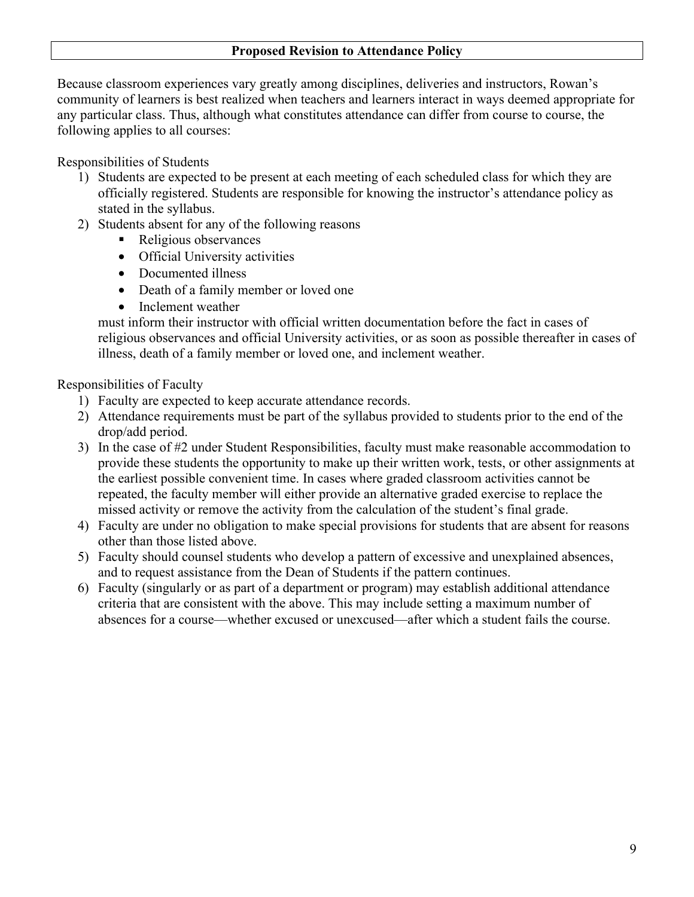## Proposed Revision to Attendance Policy

Because classroom experiences vary greatly among disciplines, deliveries and instructors, Rowan's community of learners is best realized when teachers and learners interact in ways deemed appropriate for any particular class. Thus, although what constitutes attendance can differ from course to course, the following applies to all courses:

Responsibilities of Students

1) Students are expected to be present at each meeting of each scheduled class for which they are officially registered. Students are responsible for knowing the instructor's attendance policy as stated in the syllabus.
2) Students absent for any of the following reasons
   - Religious observances
   - Official University activities
   - Documented illness
   - Death of a family member or loved one
   - Inclement weather

   must inform their instructor with official written documentation before the fact in cases of religious observances and official University activities, or as soon as possible thereafter in cases of illness, death of a family member or loved one, and inclement weather.

Responsibilities of Faculty

1) Faculty are expected to keep accurate attendance records.
2) Attendance requirements must be part of the syllabus provided to students prior to the end of the drop/add period.
3) In the case of #2 under Student Responsibilities, faculty must make reasonable accommodation to provide these students the opportunity to make up their written work, tests, or other assignments at the earliest possible convenient time. In cases where graded classroom activities cannot be repeated, the faculty member will either provide an alternative graded exercise to replace the missed activity or remove the activity from the calculation of the student's final grade.
4) Faculty are under no obligation to make special provisions for students that are absent for reasons other than those listed above.
5) Faculty should counsel students who develop a pattern of excessive and unexplained absences, and to request assistance from the Dean of Students if the pattern continues.
6) Faculty (singularly or as part of a department or program) may establish additional attendance criteria that are consistent with the above. This may include setting a maximum number of absences for a course—whether excused or unexcused—after which a student fails the course.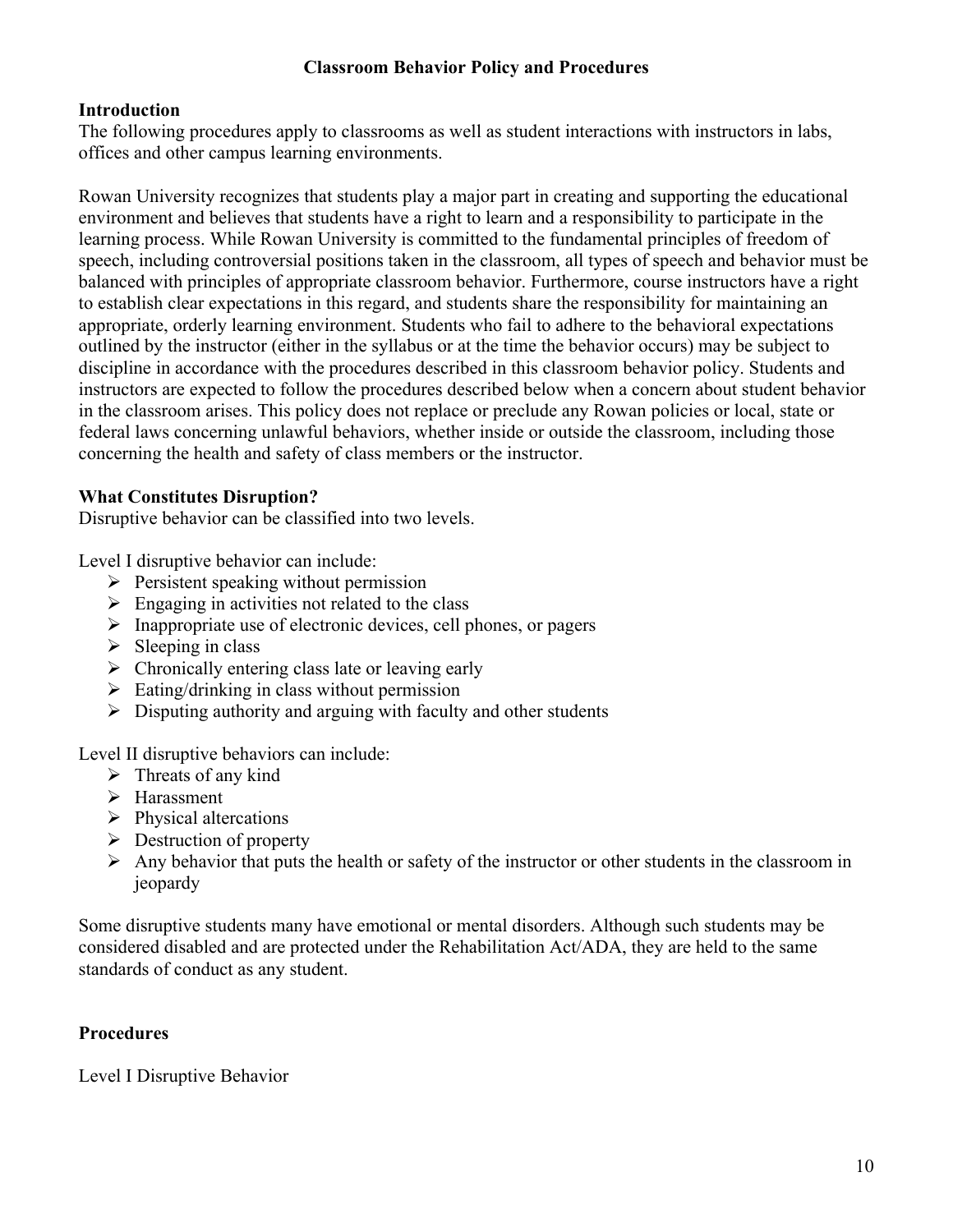## Classroom Behavior Policy and Procedures

### Introduction

The following procedures apply to classrooms as well as student interactions with instructors in labs, offices and other campus learning environments.

Rowan University recognizes that students play a major part in creating and supporting the educational environment and believes that students have a right to learn and a responsibility to participate in the learning process. While Rowan University is committed to the fundamental principles of freedom of speech, including controversial positions taken in the classroom, all types of speech and behavior must be balanced with principles of appropriate classroom behavior. Furthermore, course instructors have a right to establish clear expectations in this regard, and students share the responsibility for maintaining an appropriate, orderly learning environment. Students who fail to adhere to the behavioral expectations outlined by the instructor (either in the syllabus or at the time the behavior occurs) may be subject to discipline in accordance with the procedures described in this classroom behavior policy. Students and instructors are expected to follow the procedures described below when a concern about student behavior in the classroom arises. This policy does not replace or preclude any Rowan policies or local, state or federal laws concerning unlawful behaviors, whether inside or outside the classroom, including those concerning the health and safety of class members or the instructor.

### What Constitutes Disruption?

Disruptive behavior can be classified into two levels.

Level I disruptive behavior can include:

- Persistent speaking without permission
- Engaging in activities not related to the class
- Inappropriate use of electronic devices, cell phones, or pagers
- Sleeping in class
- Chronically entering class late or leaving early
- Eating/drinking in class without permission
- Disputing authority and arguing with faculty and other students

Level II disruptive behaviors can include:

- Threats of any kind
- Harassment
- Physical altercations
- Destruction of property
- Any behavior that puts the health or safety of the instructor or other students in the classroom in jeopardy

Some disruptive students many have emotional or mental disorders. Although such students may be considered disabled and are protected under the Rehabilitation Act/ADA, they are held to the same standards of conduct as any student.

### Procedures

Level I Disruptive Behavior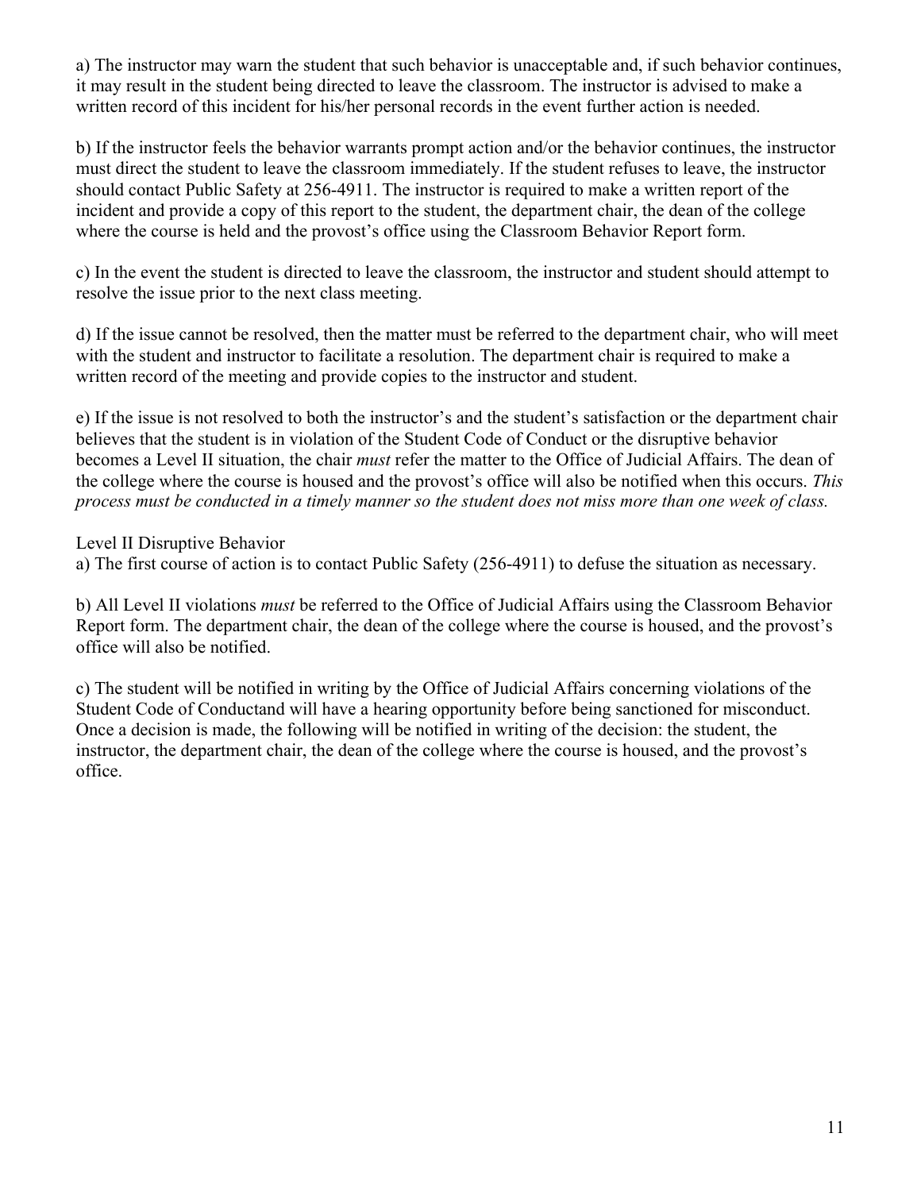a) The instructor may warn the student that such behavior is unacceptable and, if such behavior continues, it may result in the student being directed to leave the classroom. The instructor is advised to make a written record of this incident for his/her personal records in the event further action is needed.

b) If the instructor feels the behavior warrants prompt action and/or the behavior continues, the instructor must direct the student to leave the classroom immediately. If the student refuses to leave, the instructor should contact Public Safety at 256-4911. The instructor is required to make a written report of the incident and provide a copy of this report to the student, the department chair, the dean of the college where the course is held and the provost's office using the Classroom Behavior Report form.

c) In the event the student is directed to leave the classroom, the instructor and student should attempt to resolve the issue prior to the next class meeting.

d) If the issue cannot be resolved, then the matter must be referred to the department chair, who will meet with the student and instructor to facilitate a resolution. The department chair is required to make a written record of the meeting and provide copies to the instructor and student.

e) If the issue is not resolved to both the instructor's and the student's satisfaction or the department chair believes that the student is in violation of the Student Code of Conduct or the disruptive behavior becomes a Level II situation, the chair *must* refer the matter to the Office of Judicial Affairs. The dean of the college where the course is housed and the provost's office will also be notified when this occurs. *This process must be conducted in a timely manner so the student does not miss more than one week of class.*

Level II Disruptive Behavior

a) The first course of action is to contact Public Safety (256-4911) to defuse the situation as necessary.

b) All Level II violations *must* be referred to the Office of Judicial Affairs using the Classroom Behavior Report form. The department chair, the dean of the college where the course is housed, and the provost's office will also be notified.

c) The student will be notified in writing by the Office of Judicial Affairs concerning violations of the Student Code of Conductand will have a hearing opportunity before being sanctioned for misconduct. Once a decision is made, the following will be notified in writing of the decision: the student, the instructor, the department chair, the dean of the college where the course is housed, and the provost's office.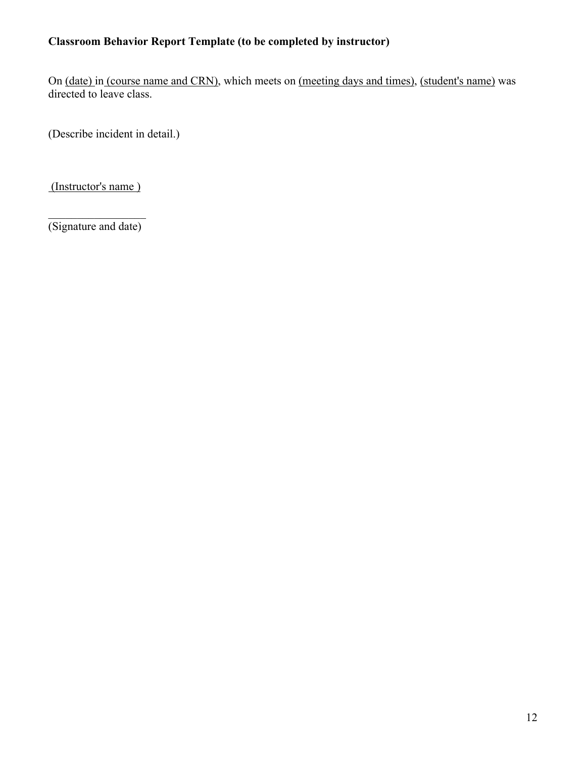**Classroom Behavior Report Template (to be completed by instructor)**

On (date) in (course name and CRN), which meets on (meeting days and times), (student's name) was directed to leave class.

(Describe incident in detail.)

(Instructor's name )

_________________
(Signature and date)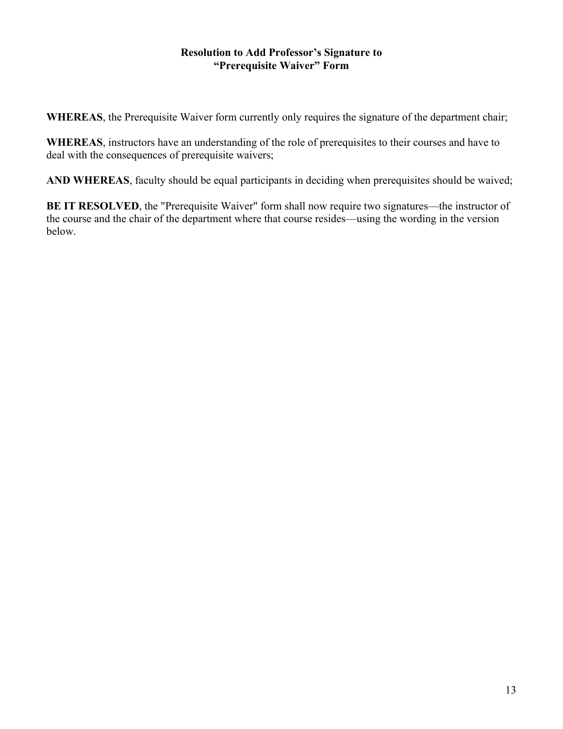## Resolution to Add Professor’s Signature to “Prerequisite Waiver” Form

**WHEREAS**, the Prerequisite Waiver form currently only requires the signature of the department chair;

**WHEREAS**, instructors have an understanding of the role of prerequisites to their courses and have to deal with the consequences of prerequisite waivers;

**AND WHEREAS**, faculty should be equal participants in deciding when prerequisites should be waived;

**BE IT RESOLVED**, the "Prerequisite Waiver" form shall now require two signatures—the instructor of the course and the chair of the department where that course resides—using the wording in the version below.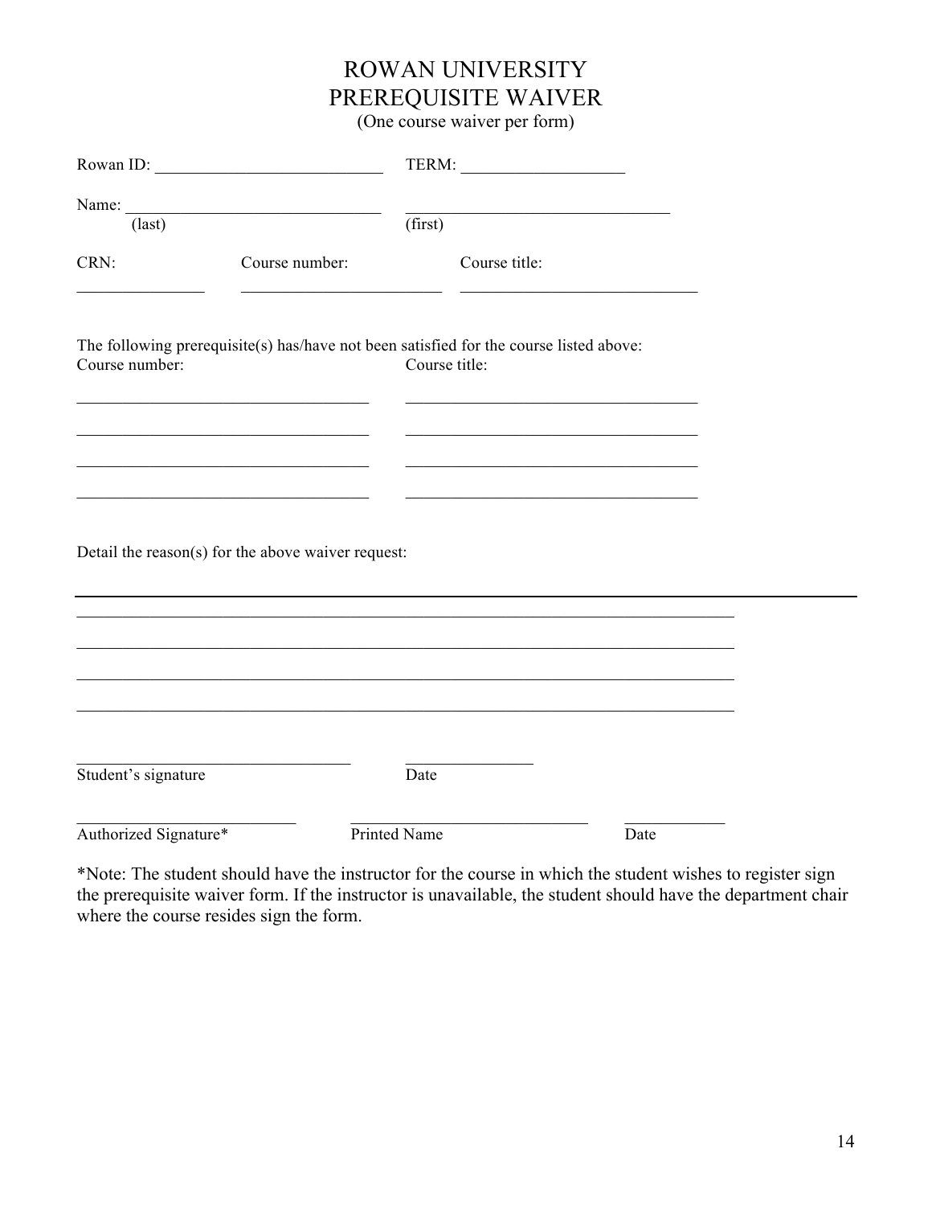# ROWAN UNIVERSITY
# PREREQUISITE WAIVER

(One course waiver per form)

Rowan ID: ___________________________ TERM: ___________________

Name: _______________________________ ________________________________
(last) (first)

| CRN: | Course number: | Course title: |
|---|---|---|
| _______________ | ________________________ | ____________________________ |

The following prerequisite(s) has/have not been satisfied for the course listed above:

| Course number: | Course title: |
|---|---|
| ___________________________________ | ___________________________________ |
| ___________________________________ | ___________________________________ |
| ___________________________________ | ___________________________________ |
| ___________________________________ | ___________________________________ |

Detail the reason(s) for the above waiver request:

______________________________________________________________________________

______________________________________________________________________________

______________________________________________________________________________

______________________________________________________________________________

______________________________________________________________________________

_________________________________ _______________
Student's signature Date

__________________________ ____________________________ ____________
Authorized Signature* Printed Name Date

*Note: The student should have the instructor for the course in which the student wishes to register sign the prerequisite waiver form. If the instructor is unavailable, the student should have the department chair where the course resides sign the form.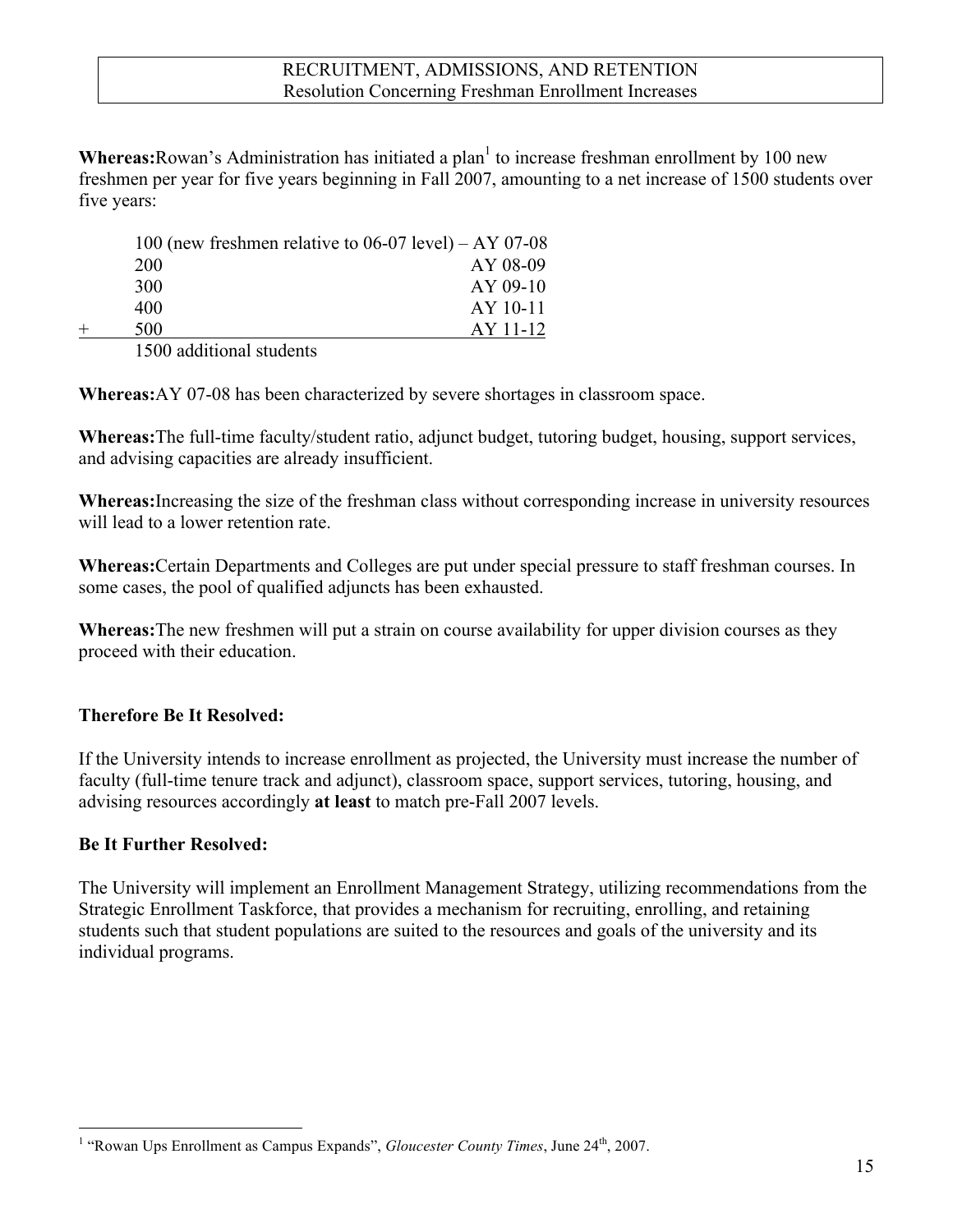## RECRUITMENT, ADMISSIONS, AND RETENTION
### Resolution Concerning Freshman Enrollment Increases

**Whereas:** Rowan's Administration has initiated a plan[1] to increase freshman enrollment by 100 new freshmen per year for five years beginning in Fall 2007, amounting to a net increase of 1500 students over five years:

| | | |
|---|---|---|
| | 100 (new freshmen relative to 06-07 level) – | AY 07-08 |
| | 200 | AY 08-09 |
| | 300 | AY 09-10 |
| | 400 | AY 10-11 |
| + | 500 | AY 11-12 |
| | 1500 additional students | |

**Whereas:** AY 07-08 has been characterized by severe shortages in classroom space.

**Whereas:** The full-time faculty/student ratio, adjunct budget, tutoring budget, housing, support services, and advising capacities are already insufficient.

**Whereas:** Increasing the size of the freshman class without corresponding increase in university resources will lead to a lower retention rate.

**Whereas:** Certain Departments and Colleges are put under special pressure to staff freshman courses. In some cases, the pool of qualified adjuncts has been exhausted.

**Whereas:** The new freshmen will put a strain on course availability for upper division courses as they proceed with their education.

**Therefore Be It Resolved:**

If the University intends to increase enrollment as projected, the University must increase the number of faculty (full-time tenure track and adjunct), classroom space, support services, tutoring, housing, and advising resources accordingly **at least** to match pre-Fall 2007 levels.

**Be It Further Resolved:**

The University will implement an Enrollment Management Strategy, utilizing recommendations from the Strategic Enrollment Taskforce, that provides a mechanism for recruiting, enrolling, and retaining students such that student populations are suited to the resources and goals of the university and its individual programs.

---

[1] "Rowan Ups Enrollment as Campus Expands", *Gloucester County Times*, June 24th, 2007.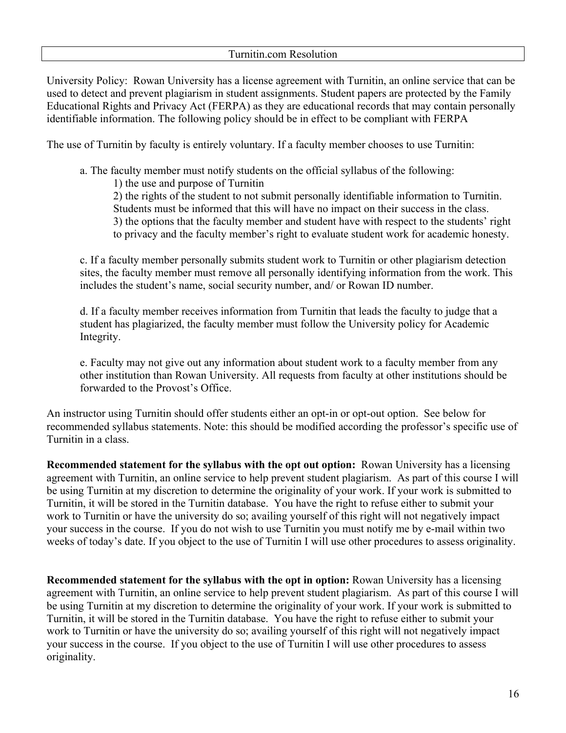## Turnitin.com Resolution

University Policy: Rowan University has a license agreement with Turnitin, an online service that can be used to detect and prevent plagiarism in student assignments. Student papers are protected by the Family Educational Rights and Privacy Act (FERPA) as they are educational records that may contain personally identifiable information. The following policy should be in effect to be compliant with FERPA

The use of Turnitin by faculty is entirely voluntary. If a faculty member chooses to use Turnitin:

a. The faculty member must notify students on the official syllabus of the following:
   1) the use and purpose of Turnitin
   2) the rights of the student to not submit personally identifiable information to Turnitin. Students must be informed that this will have no impact on their success in the class.
   3) the options that the faculty member and student have with respect to the students' right to privacy and the faculty member's right to evaluate student work for academic honesty.

c. If a faculty member personally submits student work to Turnitin or other plagiarism detection sites, the faculty member must remove all personally identifying information from the work. This includes the student's name, social security number, and/ or Rowan ID number.

d. If a faculty member receives information from Turnitin that leads the faculty to judge that a student has plagiarized, the faculty member must follow the University policy for Academic Integrity.

e. Faculty may not give out any information about student work to a faculty member from any other institution than Rowan University. All requests from faculty at other institutions should be forwarded to the Provost's Office.

An instructor using Turnitin should offer students either an opt-in or opt-out option. See below for recommended syllabus statements. Note: this should be modified according the professor's specific use of Turnitin in a class.

**Recommended statement for the syllabus with the opt out option:** Rowan University has a licensing agreement with Turnitin, an online service to help prevent student plagiarism. As part of this course I will be using Turnitin at my discretion to determine the originality of your work. If your work is submitted to Turnitin, it will be stored in the Turnitin database. You have the right to refuse either to submit your work to Turnitin or have the university do so; availing yourself of this right will not negatively impact your success in the course. If you do not wish to use Turnitin you must notify me by e-mail within two weeks of today's date. If you object to the use of Turnitin I will use other procedures to assess originality.

**Recommended statement for the syllabus with the opt in option:** Rowan University has a licensing agreement with Turnitin, an online service to help prevent student plagiarism. As part of this course I will be using Turnitin at my discretion to determine the originality of your work. If your work is submitted to Turnitin, it will be stored in the Turnitin database. You have the right to refuse either to submit your work to Turnitin or have the university do so; availing yourself of this right will not negatively impact your success in the course. If you object to the use of Turnitin I will use other procedures to assess originality.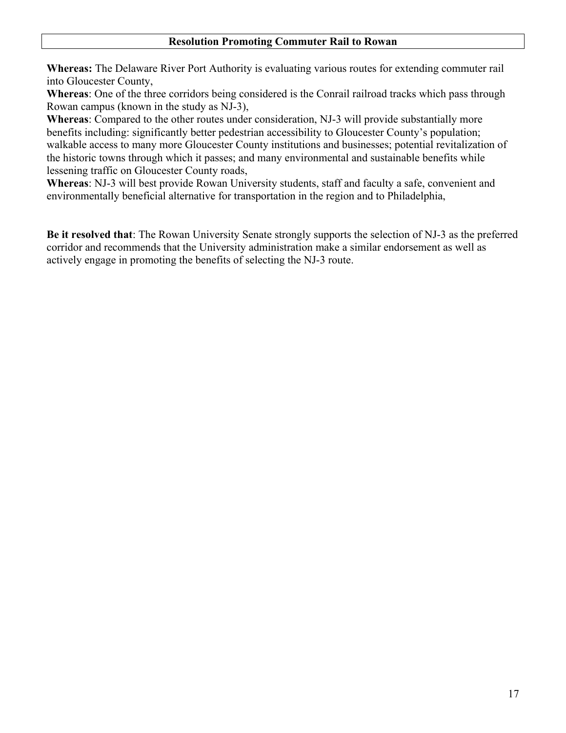## Resolution Promoting Commuter Rail to Rowan

**Whereas:** The Delaware River Port Authority is evaluating various routes for extending commuter rail into Gloucester County,

**Whereas**: One of the three corridors being considered is the Conrail railroad tracks which pass through Rowan campus (known in the study as NJ-3),

**Whereas**: Compared to the other routes under consideration, NJ-3 will provide substantially more benefits including: significantly better pedestrian accessibility to Gloucester County's population; walkable access to many more Gloucester County institutions and businesses; potential revitalization of the historic towns through which it passes; and many environmental and sustainable benefits while lessening traffic on Gloucester County roads,

**Whereas**: NJ-3 will best provide Rowan University students, staff and faculty a safe, convenient and environmentally beneficial alternative for transportation in the region and to Philadelphia,

**Be it resolved that**: The Rowan University Senate strongly supports the selection of NJ-3 as the preferred corridor and recommends that the University administration make a similar endorsement as well as actively engage in promoting the benefits of selecting the NJ-3 route.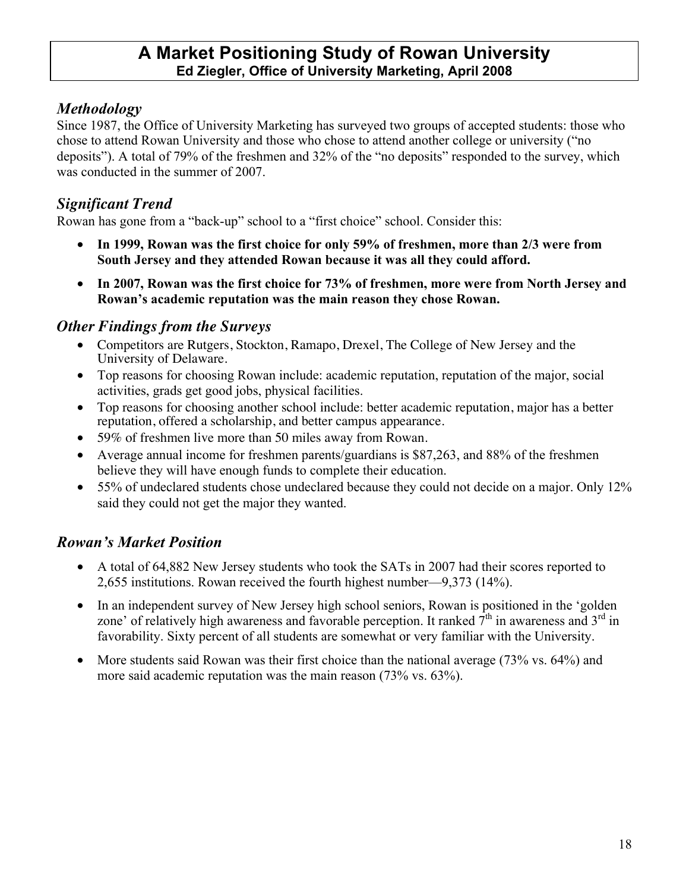# A Market Positioning Study of Rowan University

**Ed Ziegler, Office of University Marketing, April 2008**

## *Methodology*

Since 1987, the Office of University Marketing has surveyed two groups of accepted students: those who chose to attend Rowan University and those who chose to attend another college or university ("no deposits"). A total of 79% of the freshmen and 32% of the "no deposits" responded to the survey, which was conducted in the summer of 2007.

## *Significant Trend*

Rowan has gone from a "back-up" school to a "first choice" school. Consider this:

- **In 1999, Rowan was the first choice for only 59% of freshmen, more than 2/3 were from South Jersey and they attended Rowan because it was all they could afford.**
- **In 2007, Rowan was the first choice for 73% of freshmen, more were from North Jersey and Rowan's academic reputation was the main reason they chose Rowan.**

## *Other Findings from the Surveys*

- Competitors are Rutgers, Stockton, Ramapo, Drexel, The College of New Jersey and the University of Delaware.
- Top reasons for choosing Rowan include: academic reputation, reputation of the major, social activities, grads get good jobs, physical facilities.
- Top reasons for choosing another school include: better academic reputation, major has a better reputation, offered a scholarship, and better campus appearance.
- 59% of freshmen live more than 50 miles away from Rowan.
- Average annual income for freshmen parents/guardians is $87,263, and 88% of the freshmen believe they will have enough funds to complete their education.
- 55% of undeclared students chose undeclared because they could not decide on a major. Only 12% said they could not get the major they wanted.

## *Rowan's Market Position*

- A total of 64,882 New Jersey students who took the SATs in 2007 had their scores reported to 2,655 institutions. Rowan received the fourth highest number—9,373 (14%).
- In an independent survey of New Jersey high school seniors, Rowan is positioned in the 'golden zone' of relatively high awareness and favorable perception. It ranked 7th in awareness and 3rd in favorability. Sixty percent of all students are somewhat or very familiar with the University.
- More students said Rowan was their first choice than the national average (73% vs. 64%) and more said academic reputation was the main reason (73% vs. 63%).